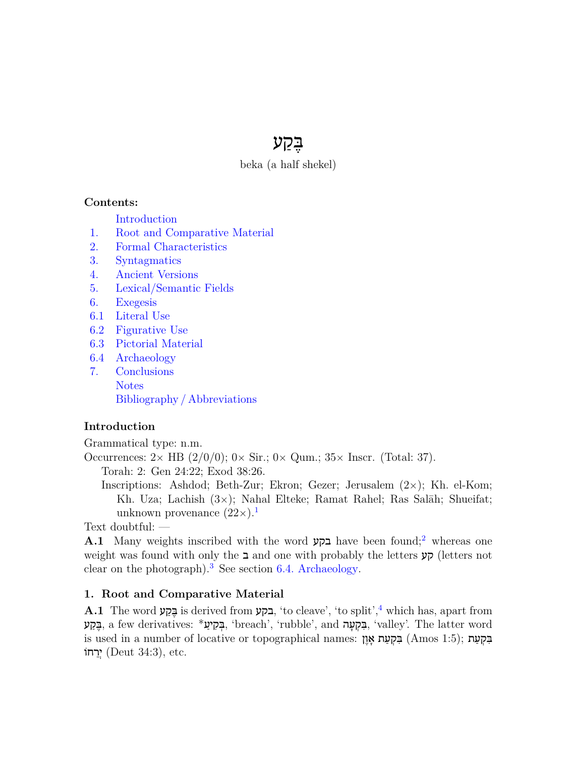# בֶּקַע

beka (a half shekel)

**Contents:**

- Introduction
- 1. Root and Comparative Material
- 2. Formal Characteristics
- 3. Syntagmatics
- 4. Ancient Versions
- 5. Lexical/Semantic Fields
- 6. Exegesis
- 6.1 Literal Use
- 6.2 Figurative Use
- 6.3 Pictorial Material
- 6.4 Archaeology
- 7. Conclusions
- Notes
- Bibliography / Abbreviations

### Introduction

Grammatical type: n.m.

Occurrences: 2× HB (2/0/0); 0× Sir.; 0× Qum.; 35× Inscr. (Total: 37).

Torah: 2: Gen 24:22; Exod 38:26.

Inscriptions: Ashdod; Beth-Zur; Ekron; Gezer; Jerusalem (2×); Kh. el-Kom; Kh. Uza; Lachish (3×); Nahal Elteke; Ramat Rahel; Ras Salāh; Shueifat; unknown provenance (22×).[1]

Text doubtful: —

**A.1** Many weights inscribed with the word בקע have been found;[2] whereas one weight was found with only the ב and one with probably the letters קע (letters not clear on the photograph).[3] See section 6.4. Archaeology.

### 1. Root and Comparative Material

**A.1** The word בֶּקַע is derived from בקע, 'to cleave', 'to split',[4] which has, apart from בֶּקַע, a few derivatives: *בְּקִיעַ, 'breach', 'rubble', and בִּקְעָה, 'valley'. The latter word is used in a number of locative or topographical names: בִּקְעַת אָוֶן (Amos 1:5); בִּקְעַת יְרֵחוֹ (Deut 34:3), etc.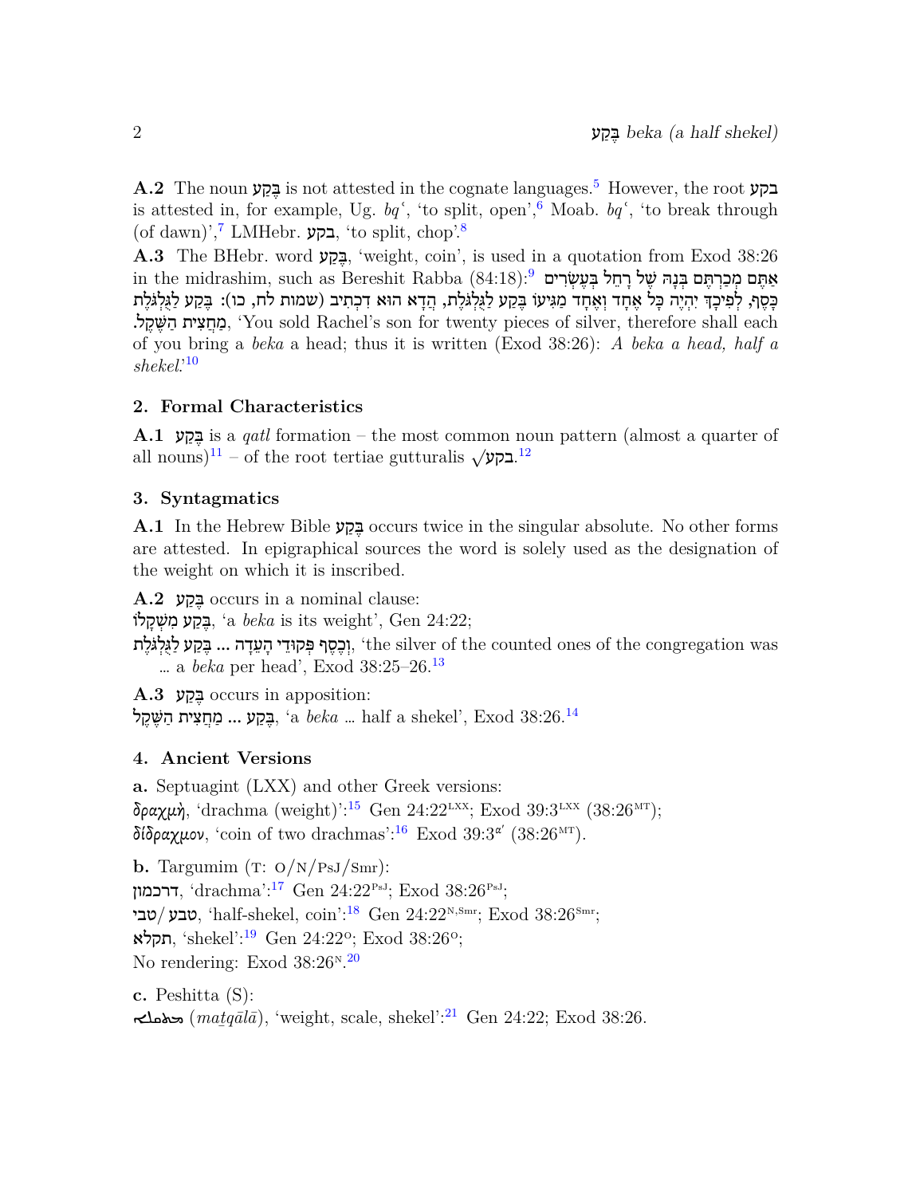**A.2** The noun בֶּקַע is not attested in the cognate languages.[5] However, the root בקע is attested in, for example, Ug. *bqʿ*, 'to split, open',[6] Moab. *bqʿ*, 'to break through (of dawn)',[7] LMHebr. בקע, 'to split, chop'.[8]

**A.3** The BHebr. word בֶּקַע, 'weight, coin', is used in a quotation from Exod 38:26 in the midrashim, such as Bereshit Rabba (84:18):[9] אַתֶּם מְכַרְתֶּם בְּנָהּ שֶׁל רָחֵל בְּעֶשְׂרִים כָּסֶף, לְפִיכָךְ יִהְיֶה כָּל אֶחָד וְאֶחָד מַגִּיעוֹ בֶּקַע לַגֻּלְגֹּלֶת, הֲדָא הוּא דִכְתִיב (שמות לח, כו): בֶּקַע לַגֻּלְגֹּלֶת מַחֲצִית הַשֶּׁקֶל., 'You sold Rachel's son for twenty pieces of silver, therefore shall each of you bring a *beka* a head; thus it is written (Exod 38:26): *A beka a head, half a shekel*.'[10]

## 2. Formal Characteristics

**A.1** בֶּקַע is a *qatl* formation – the most common noun pattern (almost a quarter of all nouns)[11] – of the root tertiae gutturalis √בקע.[12]

## 3. Syntagmatics

**A.1** In the Hebrew Bible בֶּקַע occurs twice in the singular absolute. No other forms are attested. In epigraphical sources the word is solely used as the designation of the weight on which it is inscribed.

**A.2** בֶּקַע occurs in a nominal clause:
בֶּקַע מִשְׁקָלוֹ, 'a *beka* is its weight', Gen 24:22;
וְכֶסֶף פְּקוּדֵי הָעֵדָה ... בֶּקַע לַגֻּלְגֹּלֶת, 'the silver of the counted ones of the congregation was … a *beka* per head', Exod 38:25–26.[13]

**A.3** בֶּקַע occurs in apposition:
בֶּקַע ... מַחֲצִית הַשָּׁקֶל, 'a *beka* … half a shekel', Exod 38:26.[14]

## 4. Ancient Versions

**a.** Septuagint (LXX) and other Greek versions:
*δραχμή*, 'drachma (weight)':[15] Gen 24:22^LXX; Exod 39:3^LXX (38:26^MT);
*δίδραχμον*, 'coin of two drachmas':[16] Exod 39:3^α′ (38:26^MT).

**b.** Targumim (T: O/N/PsJ/Smr):
דרכמון, 'drachma':[17] Gen 24:22^PsJ; Exod 38:26^PsJ;
טבע/טבי, 'half-shekel, coin':[18] Gen 24:22^N,Smr; Exod 38:26^Smr;
תקלא, 'shekel':[19] Gen 24:22^O; Exod 38:26^O;
No rendering: Exod 38:26^N.[20]

**c.** Peshitta (S):
ܡܬܩܠܐ (*maṯqālā*), 'weight, scale, shekel':[21] Gen 24:22; Exod 38:26.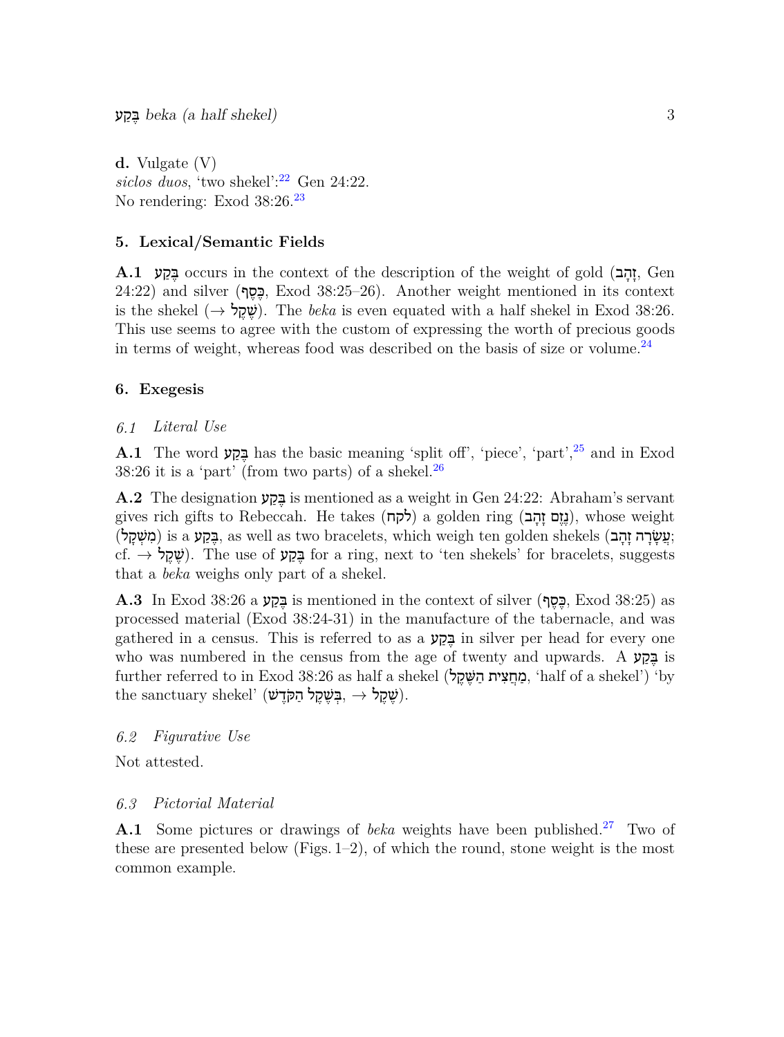**d.** Vulgate (V)
*siclos duos*, 'two shekel':[22] Gen 24:22.
No rendering: Exod 38:26.[23]

### 5. Lexical/Semantic Fields

**A.1** בֶּקַע occurs in the context of the description of the weight of gold (זָהָב, Gen 24:22) and silver (כֶּסֶף, Exod 38:25–26). Another weight mentioned in its context is the shekel (→ שֶׁקֶל). The *beka* is even equated with a half shekel in Exod 38:26. This use seems to agree with the custom of expressing the worth of precious goods in terms of weight, whereas food was described on the basis of size or volume.[24]

### 6. Exegesis

#### *6.1 Literal Use*

**A.1** The word בֶּקַע has the basic meaning 'split off', 'piece', 'part',[25] and in Exod 38:26 it is a 'part' (from two parts) of a shekel.[26]

**A.2** The designation בֶּקַע is mentioned as a weight in Gen 24:22: Abraham's servant gives rich gifts to Rebeccah. He takes (לקח) a golden ring (נֶזֶם זָהָב), whose weight (מִשְׁקָל) is a בֶּקַע, as well as two bracelets, which weigh ten golden shekels (עֲשָׂרָה זָהָב; cf. → שֶׁקֶל). The use of בֶּקַע for a ring, next to 'ten shekels' for bracelets, suggests that a *beka* weighs only part of a shekel.

**A.3** In Exod 38:26 a בֶּקַע is mentioned in the context of silver (כֶּסֶף, Exod 38:25) as processed material (Exod 38:24-31) in the manufacture of the tabernacle, and was gathered in a census. This is referred to as a בֶּקַע in silver per head for every one who was numbered in the census from the age of twenty and upwards. A בֶּקַע is further referred to in Exod 38:26 as half a shekel (מַחֲצִית הַשֶּׁקֶל, 'half of a shekel') 'by the sanctuary shekel' (בְּשֶׁקֶל הַקֹּדֶשׁ, → שֶׁקֶל).

#### *6.2 Figurative Use*

Not attested.

#### *6.3 Pictorial Material*

**A.1** Some pictures or drawings of *beka* weights have been published.[27] Two of these are presented below (Figs. 1–2), of which the round, stone weight is the most common example.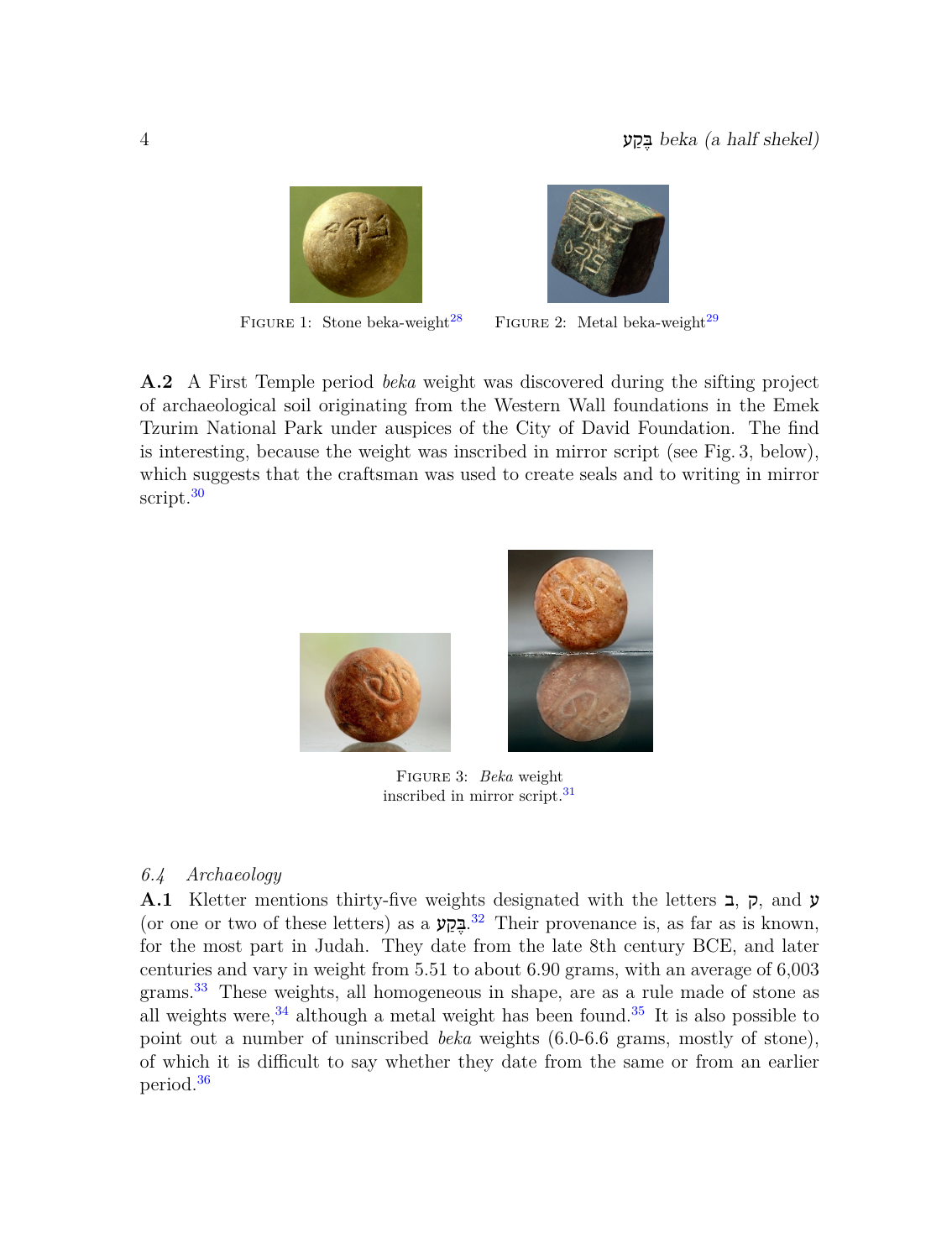FIGURE 1: Stone beka-weight[28]

FIGURE 2: Metal beka-weight[29]

**A.2** A First Temple period *beka* weight was discovered during the sifting project of archaeological soil originating from the Western Wall foundations in the Emek Tzurim National Park under auspices of the City of David Foundation. The find is interesting, because the weight was inscribed in mirror script (see Fig. 3, below), which suggests that the craftsman was used to create seals and to writing in mirror script.[30]

FIGURE 3: *Beka* weight inscribed in mirror script.[31]

### 6.4 *Archaeology*

**A.1** Kletter mentions thirty-five weights designated with the letters ב, ק, and ע (or one or two of these letters) as a בֶּקַע.[32] Their provenance is, as far as is known, for the most part in Judah. They date from the late 8th century BCE, and later centuries and vary in weight from 5.51 to about 6.90 grams, with an average of 6,003 grams.[33] These weights, all homogeneous in shape, are as a rule made of stone as all weights were,[34] although a metal weight has been found.[35] It is also possible to point out a number of uninscribed *beka* weights (6.0-6.6 grams, mostly of stone), of which it is difficult to say whether they date from the same or from an earlier period.[36]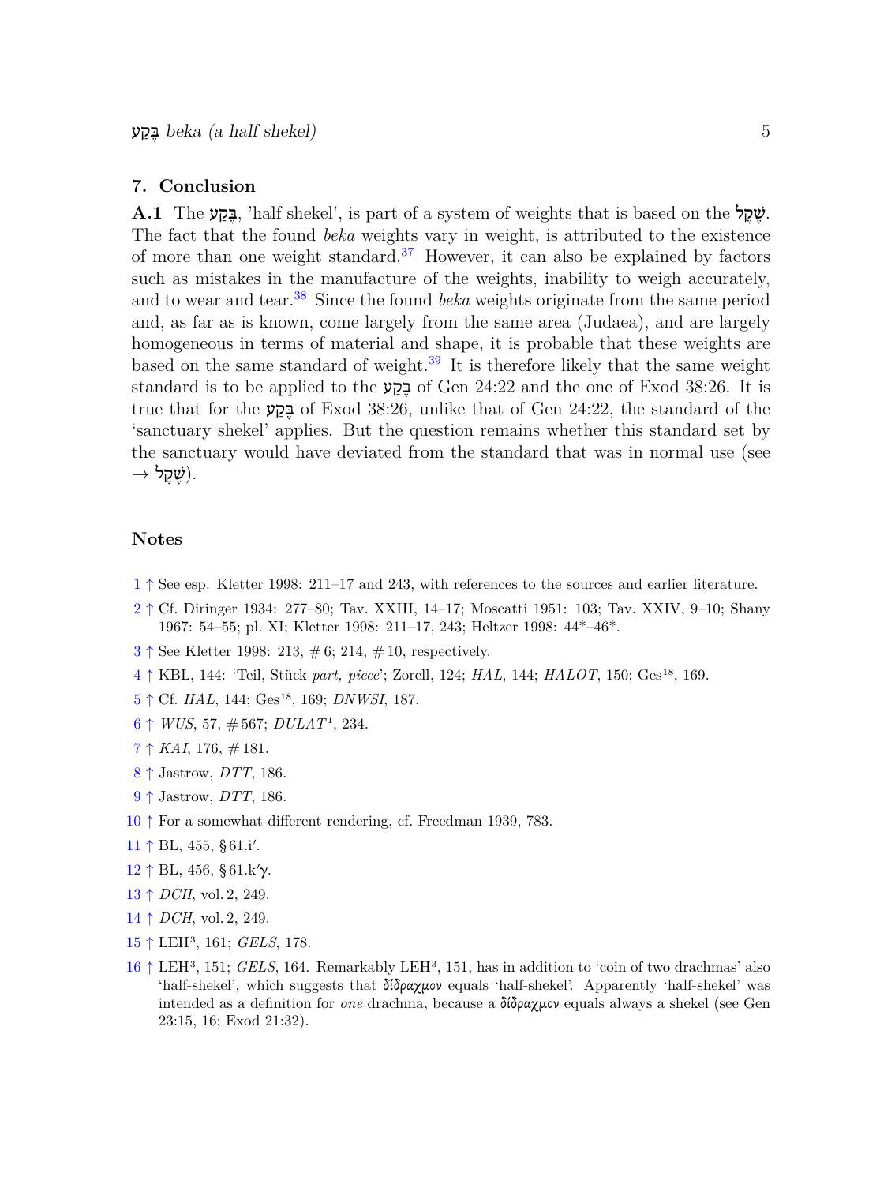## 7. Conclusion

**A.1** The בֶּקַע, 'half shekel', is part of a system of weights that is based on the שֶׁקֶל. The fact that the found *beka* weights vary in weight, is attributed to the existence of more than one weight standard.[37] However, it can also be explained by factors such as mistakes in the manufacture of the weights, inability to weigh accurately, and to wear and tear.[38] Since the found *beka* weights originate from the same period and, as far as is known, come largely from the same area (Judaea), and are largely homogeneous in terms of material and shape, it is probable that these weights are based on the same standard of weight.[39] It is therefore likely that the same weight standard is to be applied to the בֶּקַע of Gen 24:22 and the one of Exod 38:26. It is true that for the בֶּקַע of Exod 38:26, unlike that of Gen 24:22, the standard of the 'sanctuary shekel' applies. But the question remains whether this standard set by the sanctuary would have deviated from the standard that was in normal use (see → שֶׁקֶל).

## Notes

1 ↑ See esp. Kletter 1998: 211–17 and 243, with references to the sources and earlier literature.

2 ↑ Cf. Diringer 1934: 277–80; Tav. XXIII, 14–17; Moscatti 1951: 103; Tav. XXIV, 9–10; Shany 1967: 54–55; pl. XI; Kletter 1998: 211–17, 243; Heltzer 1998: 44*–46*.

3 ↑ See Kletter 1998: 213, # 6; 214, # 10, respectively.

4 ↑ KBL, 144: 'Teil, Stück *part, piece*'; Zorell, 124; *HAL*, 144; *HALOT*, 150; Ges[18], 169.

5 ↑ Cf. *HAL*, 144; Ges[18], 169; *DNWSI*, 187.

6 ↑ *WUS*, 57, # 567; *DULAT*[1], 234.

7 ↑ *KAI*, 176, # 181.

8 ↑ Jastrow, *DTT*, 186.

9 ↑ Jastrow, *DTT*, 186.

10 ↑ For a somewhat different rendering, cf. Freedman 1939, 783.

11 ↑ BL, 455, § 61.i′.

12 ↑ BL, 456, § 61.k′γ.

13 ↑ *DCH*, vol. 2, 249.

14 ↑ *DCH*, vol. 2, 249.

15 ↑ LEH[3], 161; *GELS*, 178.

16 ↑ LEH[3], 151; *GELS*, 164. Remarkably LEH[3], 151, has in addition to 'coin of two drachmas' also 'half-shekel', which suggests that δίδραχμον equals 'half-shekel'. Apparently 'half-shekel' was intended as a definition for *one* drachma, because a δίδραχμον equals always a shekel (see Gen 23:15, 16; Exod 21:32).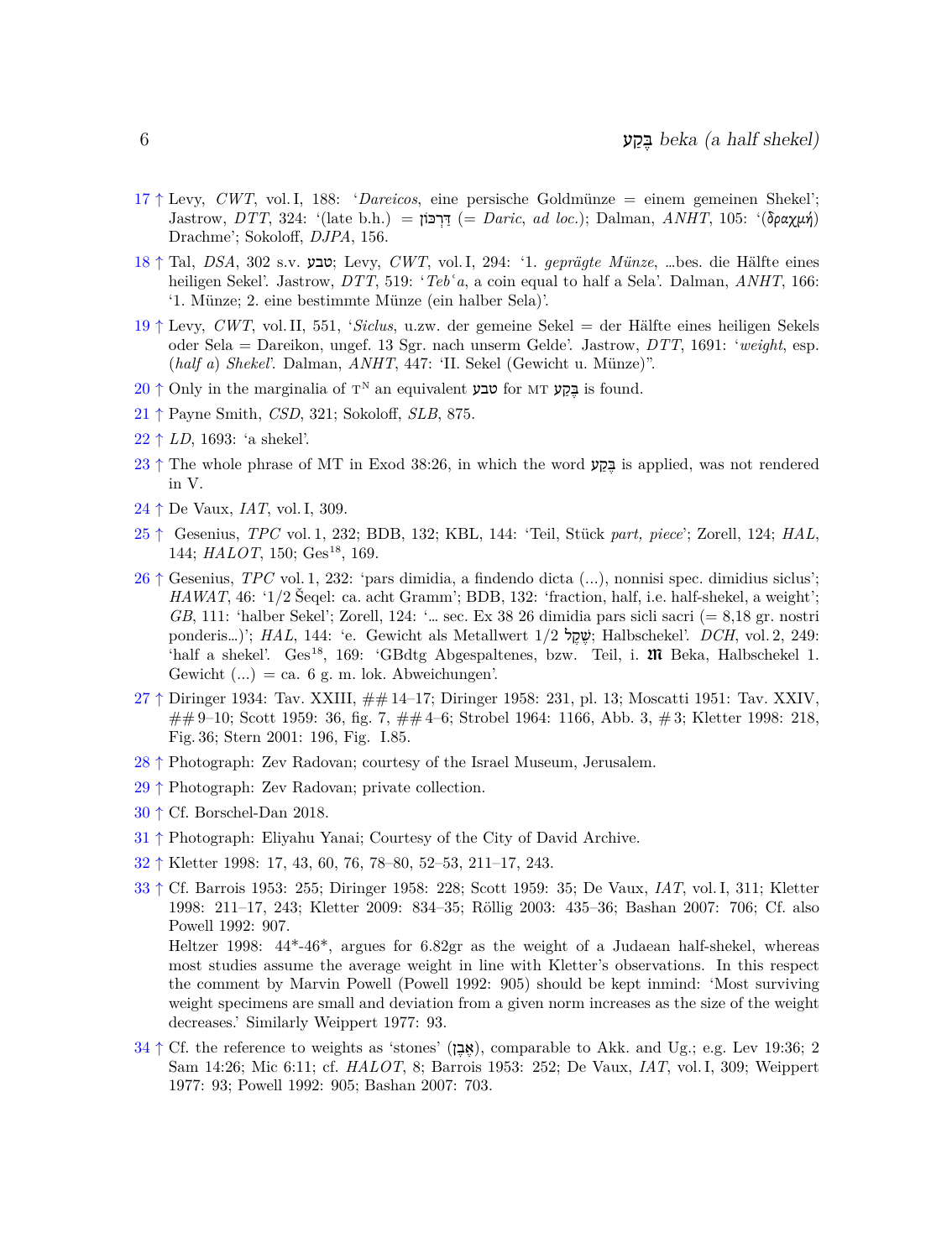17 ↑ Levy, *CWT*, vol. I, 188: '*Dareicos*, eine persische Goldmünze = einem gemeinen Shekel'; Jastrow, *DTT*, 324: '(late b.h.) = דַּרְכּוֹן (= *Daric*, *ad loc.*); Dalman, *ANHT*, 105: '(δραχμή) Drachme'; Sokoloff, *DJPA*, 156.

18 ↑ Tal, *DSA*, 302 s.v. טבע; Levy, *CWT*, vol. I, 294: '1. *geprägte Münze*, …bes. die Hälfte eines heiligen Sekel'. Jastrow, *DTT*, 519: '*Teb'a*, a coin equal to half a Sela'. Dalman, *ANHT*, 166: '1. Münze; 2. eine bestimmte Münze (ein halber Sela)'.

19 ↑ Levy, *CWT*, vol. II, 551, '*Siclus*, u.zw. der gemeine Sekel = der Hälfte eines heiligen Sekels oder Sela = Dareikon, ungef. 13 Sgr. nach unserm Gelde'. Jastrow, *DTT*, 1691: '*weight*, esp. (*half a*) *Shekel*'. Dalman, *ANHT*, 447: 'II. Sekel (Gewicht u. Münze)".

20 ↑ Only in the marginalia of T[N] an equivalent טבע for MT בֶּקַע is found.

21 ↑ Payne Smith, *CSD*, 321; Sokoloff, *SLB*, 875.

22 ↑ *LD*, 1693: 'a shekel'.

23 ↑ The whole phrase of MT in Exod 38:26, in which the word בֶּקַע is applied, was not rendered in V.

24 ↑ De Vaux, *IAT*, vol. I, 309.

25 ↑ Gesenius, *TPC* vol. 1, 232; BDB, 132; KBL, 144: 'Teil, Stück *part, piece*'; Zorell, 124; *HAL*, 144; *HALOT*, 150; Ges[18], 169.

26 ↑ Gesenius, *TPC* vol. 1, 232: 'pars dimidia, a findendo dicta (...), nonnisi spec. dimidius siclus'; *HAWAT*, 46: '1/2 Šeqel: ca. acht Gramm'; BDB, 132: 'fraction, half, i.e. half-shekel, a weight'; *GB*, 111: 'halber Sekel'; Zorell, 124: '… sec. Ex 38 26 dimidia pars sicli sacri (= 8,18 gr. nostri ponderis…)'; *HAL*, 144: 'e. Gewicht als Metallwert 1/2 שֶׁקֶל; Halbschekel'. *DCH*, vol. 2, 249: 'half a shekel'. Ges[18], 169: 'GBdtg Abgespaltenes, bzw. Teil, i. 𝕸 Beka, Halbschekel 1. Gewicht (...) = ca. 6 g. m. lok. Abweichungen'.

27 ↑ Diringer 1934: Tav. XXIII, ## 14–17; Diringer 1958: 231, pl. 13; Moscatti 1951: Tav. XXIV, ## 9–10; Scott 1959: 36, fig. 7, ## 4–6; Strobel 1964: 1166, Abb. 3, # 3; Kletter 1998: 218, Fig. 36; Stern 2001: 196, Fig. I.85.

28 ↑ Photograph: Zev Radovan; courtesy of the Israel Museum, Jerusalem.

29 ↑ Photograph: Zev Radovan; private collection.

30 ↑ Cf. Borschel-Dan 2018.

31 ↑ Photograph: Eliyahu Yanai; Courtesy of the City of David Archive.

32 ↑ Kletter 1998: 17, 43, 60, 76, 78–80, 52–53, 211–17, 243.

33 ↑ Cf. Barrois 1953: 255; Diringer 1958: 228; Scott 1959: 35; De Vaux, *IAT*, vol. I, 311; Kletter 1998: 211–17, 243; Kletter 2009: 834–35; Röllig 2003: 435–36; Bashan 2007: 706; Cf. also Powell 1992: 907.
Heltzer 1998: 44*-46*, argues for 6.82gr as the weight of a Judaean half-shekel, whereas most studies assume the average weight in line with Kletter's observations. In this respect the comment by Marvin Powell (Powell 1992: 905) should be kept inmind: 'Most surviving weight specimens are small and deviation from a given norm increases as the size of the weight decreases.' Similarly Weippert 1977: 93.

34 ↑ Cf. the reference to weights as 'stones' (אֶבֶן), comparable to Akk. and Ug.; e.g. Lev 19:36; 2 Sam 14:26; Mic 6:11; cf. *HALOT*, 8; Barrois 1953: 252; De Vaux, *IAT*, vol. I, 309; Weippert 1977: 93; Powell 1992: 905; Bashan 2007: 703.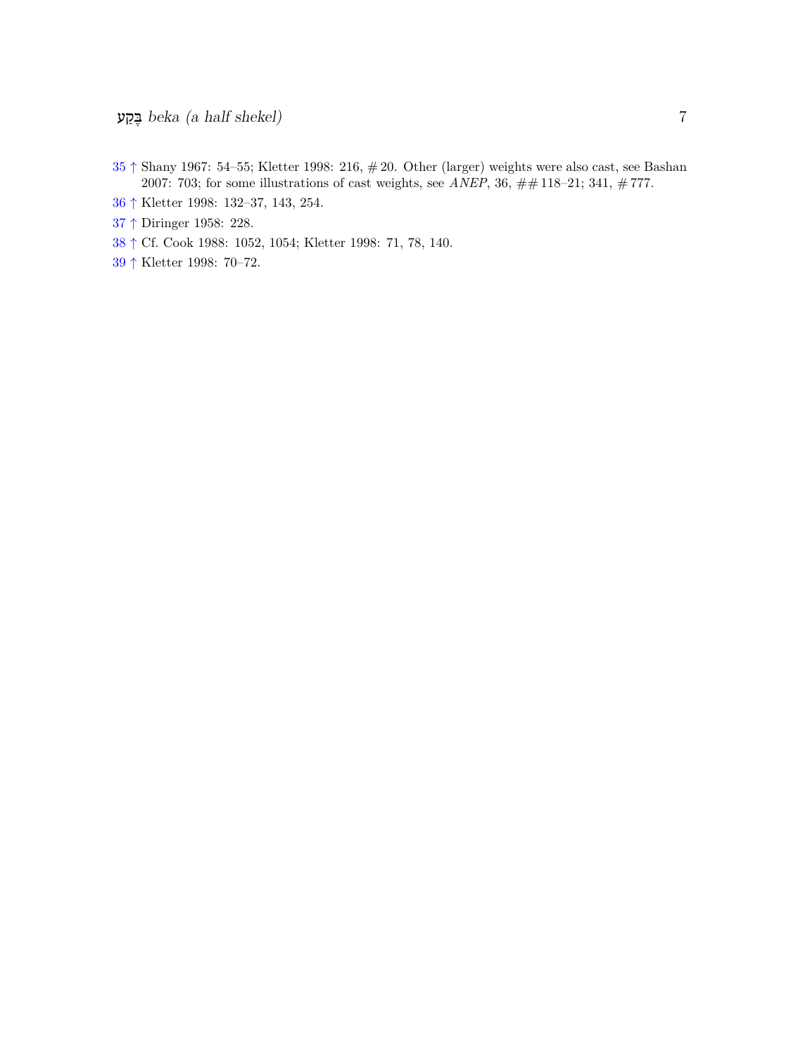35 ↑ Shany 1967: 54–55; Kletter 1998: 216, # 20. Other (larger) weights were also cast, see Bashan 2007: 703; for some illustrations of cast weights, see *ANEP*, 36, ## 118–21; 341, # 777.

36 ↑ Kletter 1998: 132–37, 143, 254.

37 ↑ Diringer 1958: 228.

38 ↑ Cf. Cook 1988: 1052, 1054; Kletter 1998: 71, 78, 140.

39 ↑ Kletter 1998: 70–72.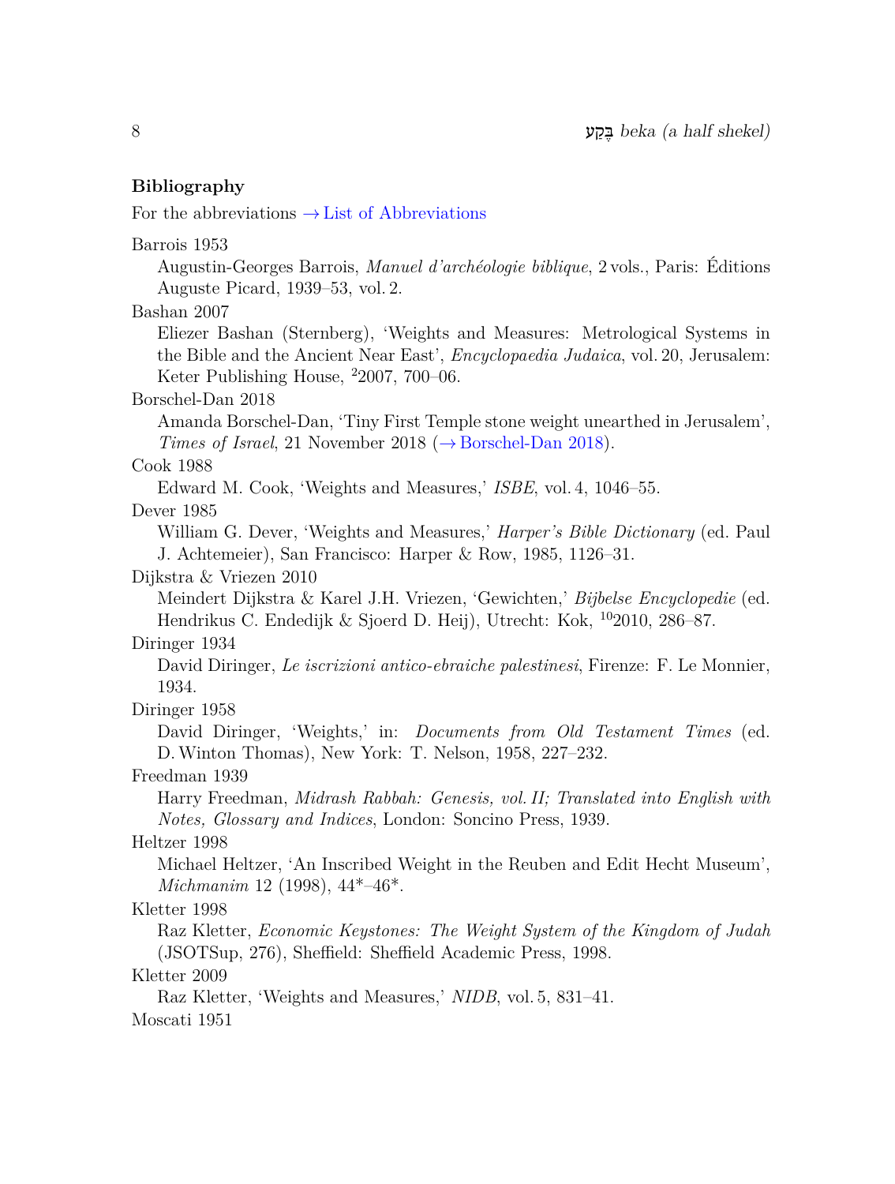## Bibliography

For the abbreviations → List of Abbreviations

Barrois 1953

Augustin-Georges Barrois, *Manuel d'archéologie biblique*, 2 vols., Paris: Éditions Auguste Picard, 1939–53, vol. 2.

Bashan 2007

Eliezer Bashan (Sternberg), 'Weights and Measures: Metrological Systems in the Bible and the Ancient Near East', *Encyclopaedia Judaica*, vol. 20, Jerusalem: Keter Publishing House, [2]2007, 700–06.

Borschel-Dan 2018

Amanda Borschel-Dan, 'Tiny First Temple stone weight unearthed in Jerusalem', *Times of Israel*, 21 November 2018 (→ Borschel-Dan 2018).

Cook 1988

Edward M. Cook, 'Weights and Measures,' *ISBE*, vol. 4, 1046–55.

Dever 1985

William G. Dever, 'Weights and Measures,' *Harper's Bible Dictionary* (ed. Paul J. Achtemeier), San Francisco: Harper & Row, 1985, 1126–31.

Dijkstra & Vriezen 2010

Meindert Dijkstra & Karel J.H. Vriezen, 'Gewichten,' *Bijbelse Encyclopedie* (ed. Hendrikus C. Endedijk & Sjoerd D. Heij), Utrecht: Kok, [10]2010, 286–87.

Diringer 1934

David Diringer, *Le iscrizioni antico-ebraiche palestinesi*, Firenze: F. Le Monnier, 1934.

Diringer 1958

David Diringer, 'Weights,' in: *Documents from Old Testament Times* (ed. D. Winton Thomas), New York: T. Nelson, 1958, 227–232.

Freedman 1939

Harry Freedman, *Midrash Rabbah: Genesis, vol. II; Translated into English with Notes, Glossary and Indices*, London: Soncino Press, 1939.

Heltzer 1998

Michael Heltzer, 'An Inscribed Weight in the Reuben and Edit Hecht Museum', *Michmanim* 12 (1998), 44*–46*.

Kletter 1998

Raz Kletter, *Economic Keystones: The Weight System of the Kingdom of Judah* (JSOTSup, 276), Sheffield: Sheffield Academic Press, 1998.

Kletter 2009

Raz Kletter, 'Weights and Measures,' *NIDB*, vol. 5, 831–41.

Moscati 1951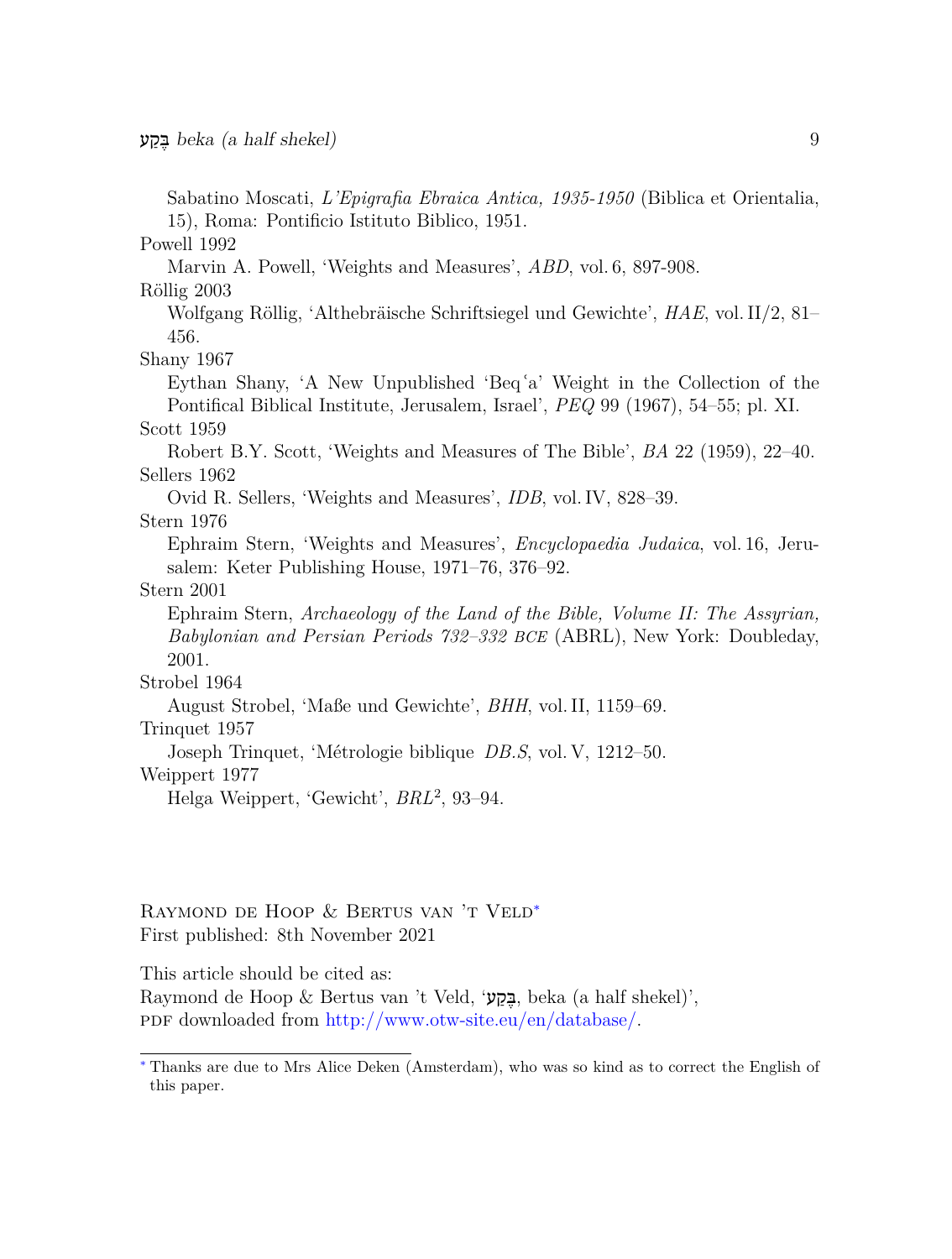Sabatino Moscati, *L'Epigrafia Ebraica Antica, 1935-1950* (Biblica et Orientalia, 15), Roma: Pontificio Istituto Biblico, 1951.

Powell 1992

Marvin A. Powell, 'Weights and Measures', *ABD*, vol. 6, 897-908.

Röllig 2003

Wolfgang Röllig, 'Althebräische Schriftsiegel und Gewichte', *HAE*, vol. II/2, 81–456.

Shany 1967

Eythan Shany, 'A New Unpublished 'Beqʿa' Weight in the Collection of the Pontifical Biblical Institute, Jerusalem, Israel', *PEQ* 99 (1967), 54–55; pl. XI.

Scott 1959

Robert B.Y. Scott, 'Weights and Measures of The Bible', *BA* 22 (1959), 22–40.

Sellers 1962

Ovid R. Sellers, 'Weights and Measures', *IDB*, vol. IV, 828–39.

Stern 1976

Ephraim Stern, 'Weights and Measures', *Encyclopaedia Judaica*, vol. 16, Jerusalem: Keter Publishing House, 1971–76, 376–92.

Stern 2001

Ephraim Stern, *Archaeology of the Land of the Bible, Volume II: The Assyrian, Babylonian and Persian Periods 732–332 BCE* (ABRL), New York: Doubleday, 2001.

Strobel 1964

August Strobel, 'Maße und Gewichte', *BHH*, vol. II, 1159–69.

Trinquet 1957

Joseph Trinquet, 'Métrologie biblique *DB.S*, vol. V, 1212–50.

Weippert 1977

Helga Weippert, 'Gewicht', *BRL*², 93–94.

Raymond de Hoop & Bertus van 't Veld*

First published: 8th November 2021

This article should be cited as:

Raymond de Hoop & Bertus van 't Veld, 'בֶּקַע, beka (a half shekel)',
PDF downloaded from http://www.otw-site.eu/en/database/.

* Thanks are due to Mrs Alice Deken (Amsterdam), who was so kind as to correct the English of this paper.